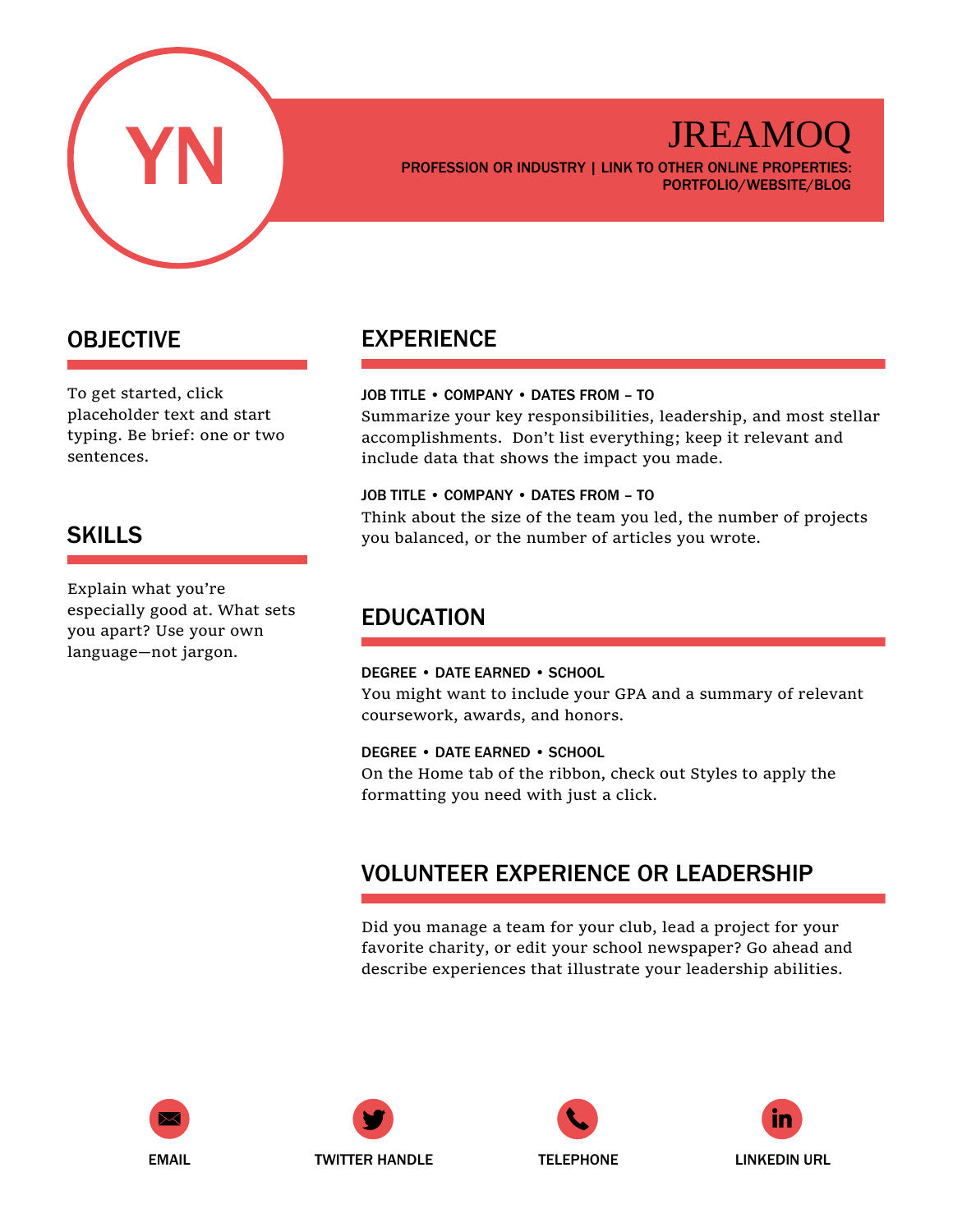YN

# JREAMOQ

**PROFESSION OR INDUSTRY | LINK TO OTHER ONLINE PROPERTIES: PORTFOLIO/WEBSITE/BLOG**

## OBJECTIVE

To get started, click placeholder text and start typing. Be brief: one or two sentences.

## SKILLS

Explain what you're especially good at. What sets you apart? Use your own language—not jargon.

## EXPERIENCE

**JOB TITLE • COMPANY • DATES FROM – TO**

Summarize your key responsibilities, leadership, and most stellar accomplishments. Don't list everything; keep it relevant and include data that shows the impact you made.

**JOB TITLE • COMPANY • DATES FROM – TO**

Think about the size of the team you led, the number of projects you balanced, or the number of articles you wrote.

## EDUCATION

**DEGREE • DATE EARNED • SCHOOL**

You might want to include your GPA and a summary of relevant coursework, awards, and honors.

**DEGREE • DATE EARNED • SCHOOL**

On the Home tab of the ribbon, check out Styles to apply the formatting you need with just a click.

## VOLUNTEER EXPERIENCE OR LEADERSHIP

Did you manage a team for your club, lead a project for your favorite charity, or edit your school newspaper? Go ahead and describe experiences that illustrate your leadership abilities.

EMAIL | TWITTER HANDLE | TELEPHONE | LINKEDIN URL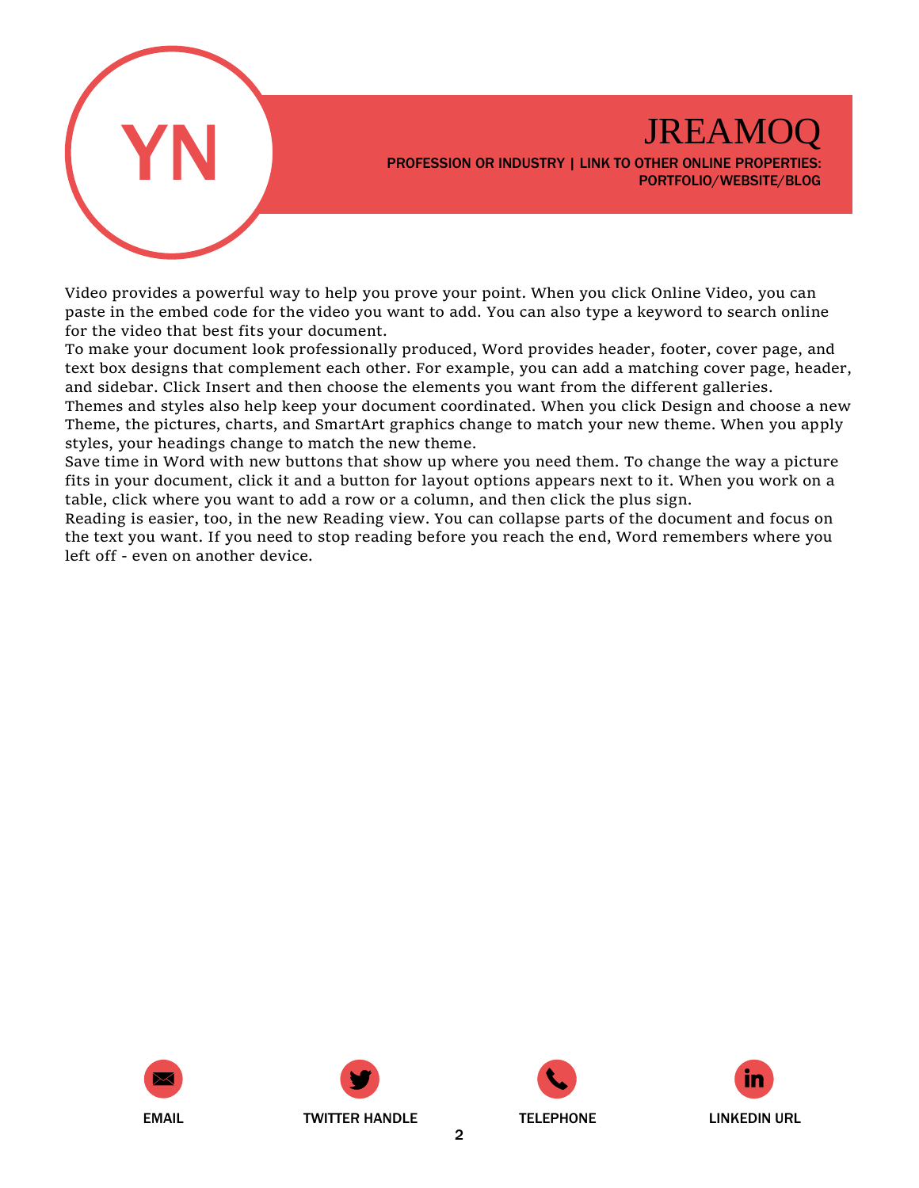YN

# JREAMOQ

PROFESSION OR INDUSTRY | LINK TO OTHER ONLINE PROPERTIES: PORTFOLIO/WEBSITE/BLOG

Video provides a powerful way to help you prove your point. When you click Online Video, you can paste in the embed code for the video you want to add. You can also type a keyword to search online for the video that best fits your document.

To make your document look professionally produced, Word provides header, footer, cover page, and text box designs that complement each other. For example, you can add a matching cover page, header, and sidebar. Click Insert and then choose the elements you want from the different galleries.

Themes and styles also help keep your document coordinated. When you click Design and choose a new Theme, the pictures, charts, and SmartArt graphics change to match your new theme. When you apply styles, your headings change to match the new theme.

Save time in Word with new buttons that show up where you need them. To change the way a picture fits in your document, click it and a button for layout options appears next to it. When you work on a table, click where you want to add a row or a column, and then click the plus sign.

Reading is easier, too, in the new Reading view. You can collapse parts of the document and focus on the text you want. If you need to stop reading before you reach the end, Word remembers where you left off - even on another device.

EMAIL | TWITTER HANDLE | TELEPHONE | LINKEDIN URL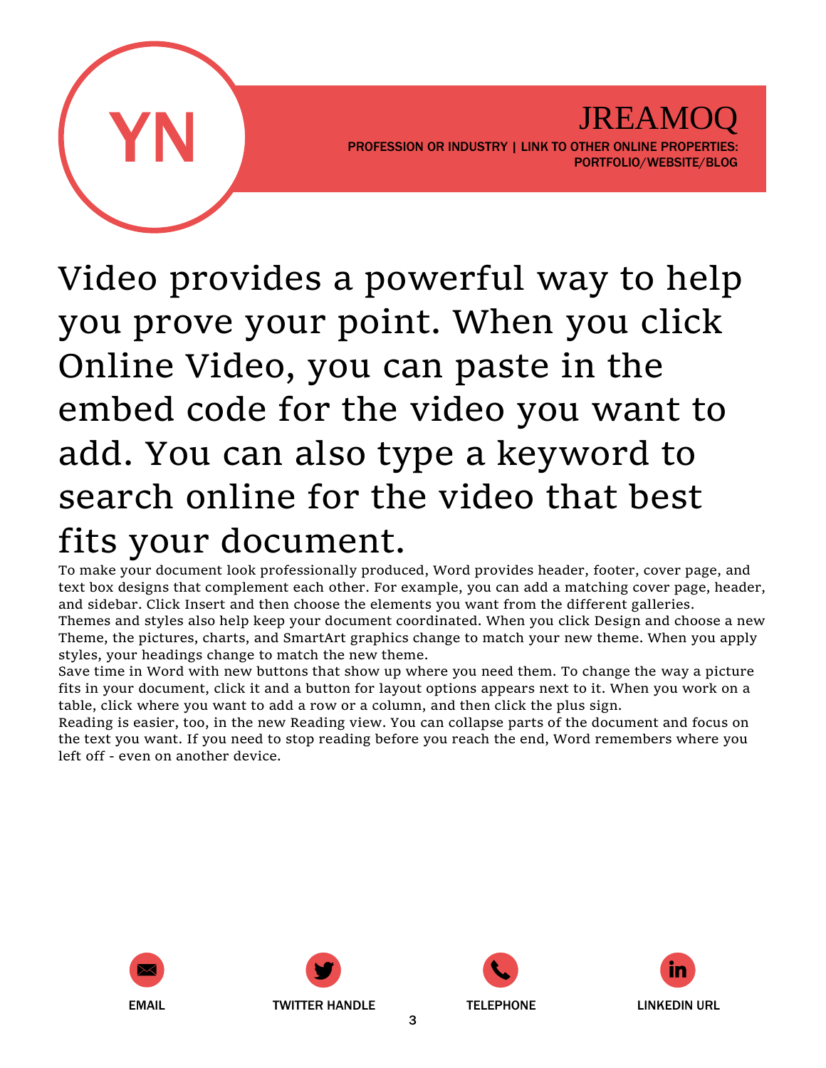YN

# JREAMOQ

PROFESSION OR INDUSTRY | LINK TO OTHER ONLINE PROPERTIES: PORTFOLIO/WEBSITE/BLOG

## Video provides a powerful way to help you prove your point. When you click Online Video, you can paste in the embed code for the video you want to add. You can also type a keyword to search online for the video that best fits your document.

To make your document look professionally produced, Word provides header, footer, cover page, and text box designs that complement each other. For example, you can add a matching cover page, header, and sidebar. Click Insert and then choose the elements you want from the different galleries.

Themes and styles also help keep your document coordinated. When you click Design and choose a new Theme, the pictures, charts, and SmartArt graphics change to match your new theme. When you apply styles, your headings change to match the new theme.

Save time in Word with new buttons that show up where you need them. To change the way a picture fits in your document, click it and a button for layout options appears next to it. When you work on a table, click where you want to add a row or a column, and then click the plus sign.

Reading is easier, too, in the new Reading view. You can collapse parts of the document and focus on the text you want. If you need to stop reading before you reach the end, Word remembers where you left off - even on another device.

EMAIL | TWITTER HANDLE | TELEPHONE | LINKEDIN URL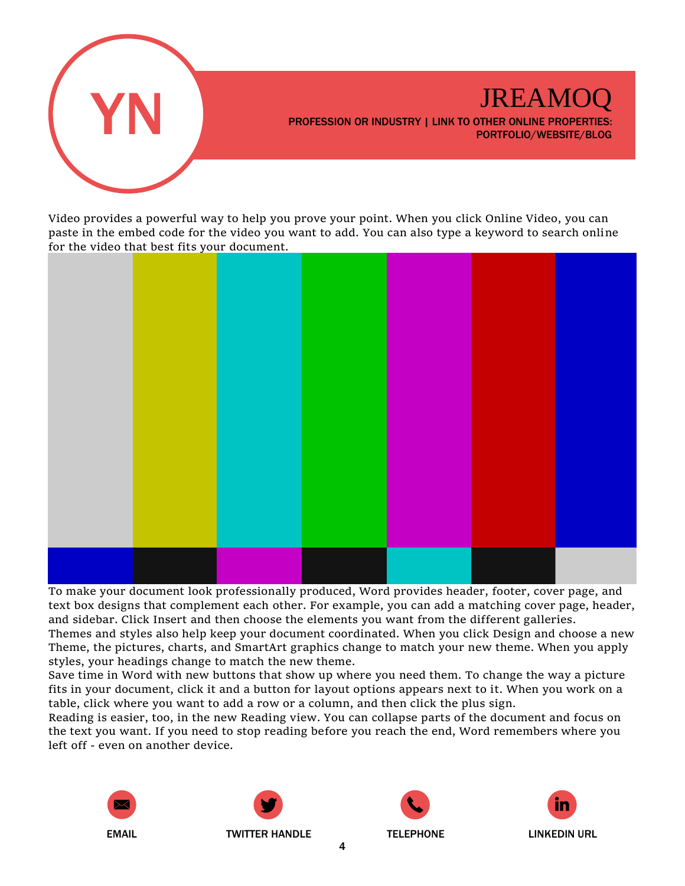YN

# JREAMOQ

PROFESSION OR INDUSTRY | LINK TO OTHER ONLINE PROPERTIES: PORTFOLIO/WEBSITE/BLOG

Video provides a powerful way to help you prove your point. When you click Online Video, you can paste in the embed code for the video you want to add. You can also type a keyword to search online for the video that best fits your document.

To make your document look professionally produced, Word provides header, footer, cover page, and text box designs that complement each other. For example, you can add a matching cover page, header, and sidebar. Click Insert and then choose the elements you want from the different galleries.

Themes and styles also help keep your document coordinated. When you click Design and choose a new Theme, the pictures, charts, and SmartArt graphics change to match your new theme. When you apply styles, your headings change to match the new theme.

Save time in Word with new buttons that show up where you need them. To change the way a picture fits in your document, click it and a button for layout options appears next to it. When you work on a table, click where you want to add a row or a column, and then click the plus sign.

Reading is easier, too, in the new Reading view. You can collapse parts of the document and focus on the text you want. If you need to stop reading before you reach the end, Word remembers where you left off - even on another device.

EMAIL | TWITTER HANDLE | TELEPHONE | LINKEDIN URL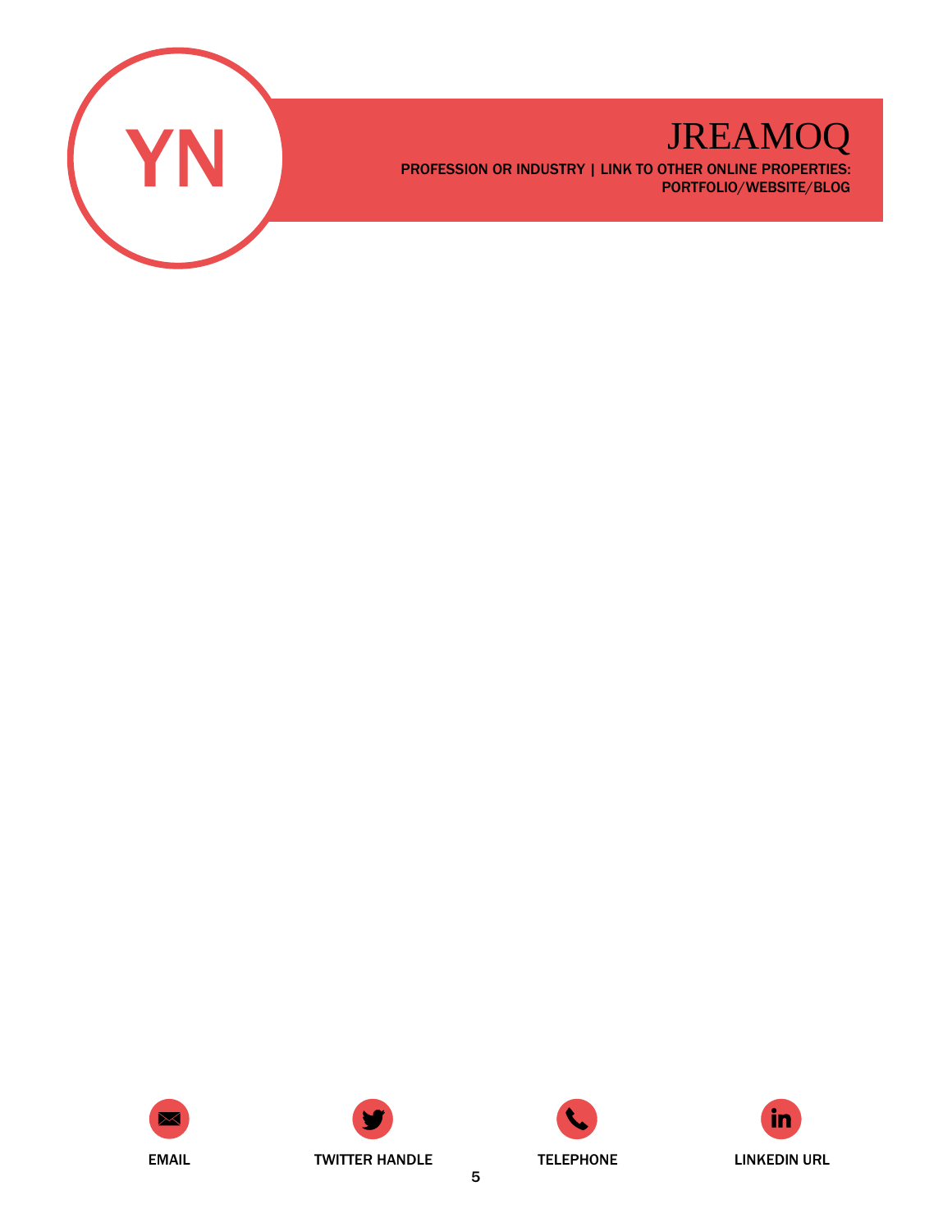YN

# JREAMOQ

PROFESSION OR INDUSTRY | LINK TO OTHER ONLINE PROPERTIES: PORTFOLIO/WEBSITE/BLOG

EMAIL

TWITTER HANDLE

TELEPHONE

LINKEDIN URL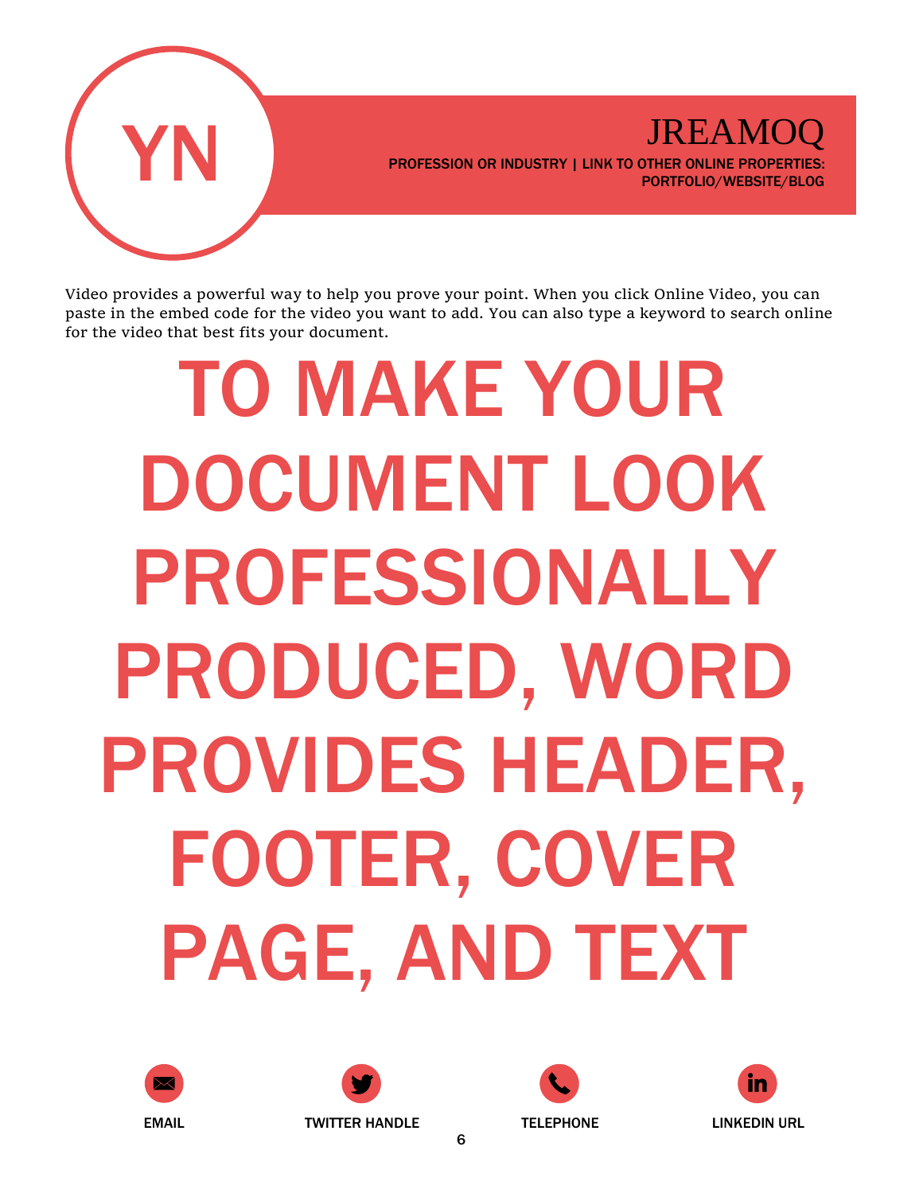YN

# JREAMOQ

PROFESSION OR INDUSTRY | LINK TO OTHER ONLINE PROPERTIES: PORTFOLIO/WEBSITE/BLOG

Video provides a powerful way to help you prove your point. When you click Online Video, you can paste in the embed code for the video you want to add. You can also type a keyword to search online for the video that best fits your document.

# TO MAKE YOUR DOCUMENT LOOK PROFESSIONALLY PRODUCED, WORD PROVIDES HEADER, FOOTER, COVER PAGE, AND TEXT

EMAIL

TWITTER HANDLE

TELEPHONE

LINKEDIN URL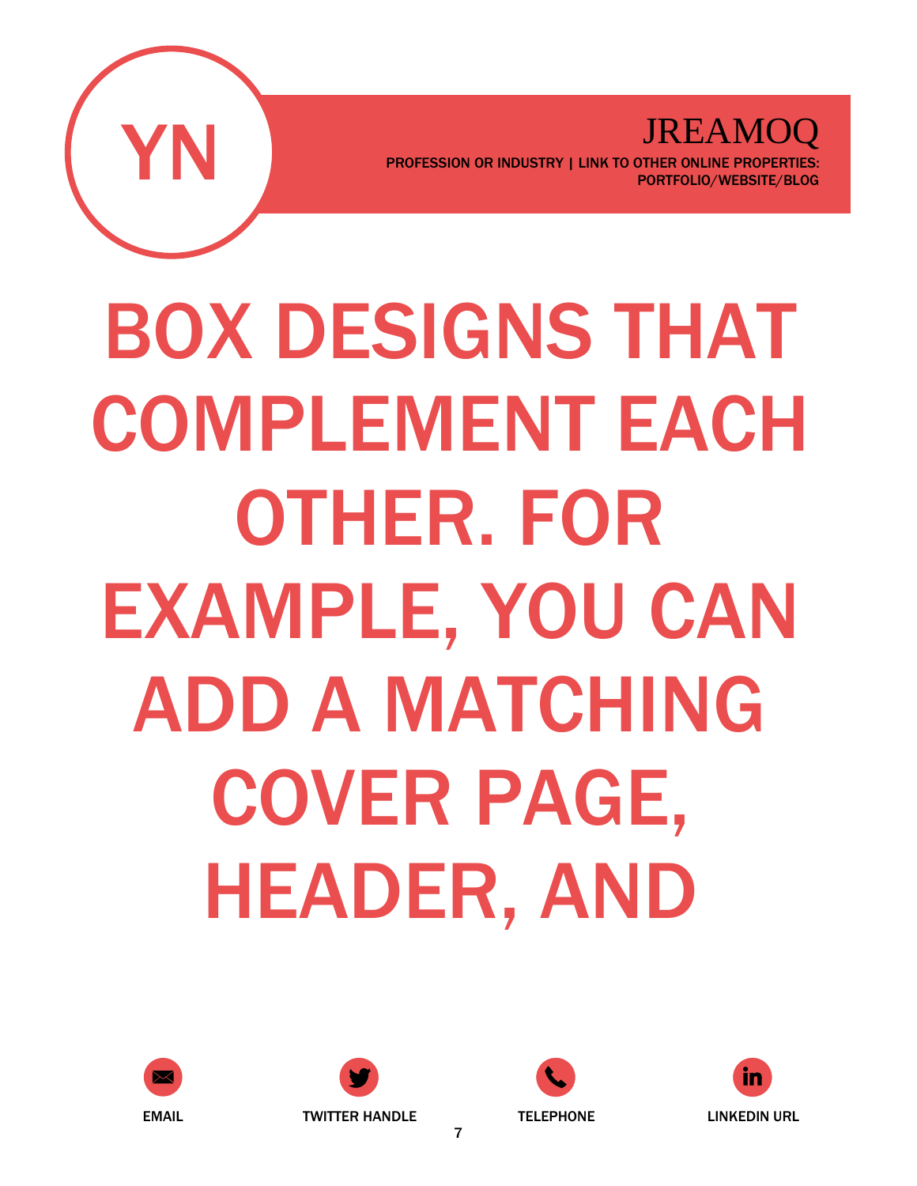YN

JREAMOQ

PROFESSION OR INDUSTRY | LINK TO OTHER ONLINE PROPERTIES: PORTFOLIO/WEBSITE/BLOG

# BOX DESIGNS THAT COMPLEMENT EACH OTHER. FOR EXAMPLE, YOU CAN ADD A MATCHING COVER PAGE, HEADER, AND

EMAIL | TWITTER HANDLE | TELEPHONE | LINKEDIN URL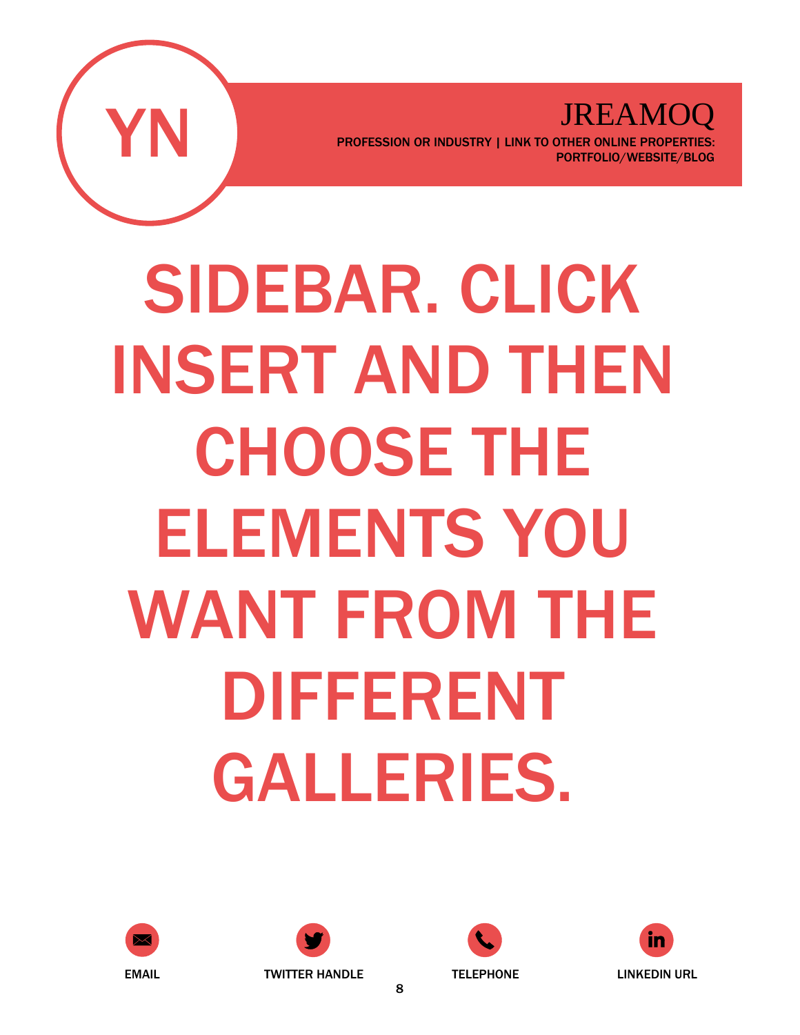YN

JREAMOQ

PROFESSION OR INDUSTRY | LINK TO OTHER ONLINE PROPERTIES: PORTFOLIO/WEBSITE/BLOG

# SIDEBAR. CLICK INSERT AND THEN CHOOSE THE ELEMENTS YOU WANT FROM THE DIFFERENT GALLERIES.

EMAIL

TWITTER HANDLE

TELEPHONE

LINKEDIN URL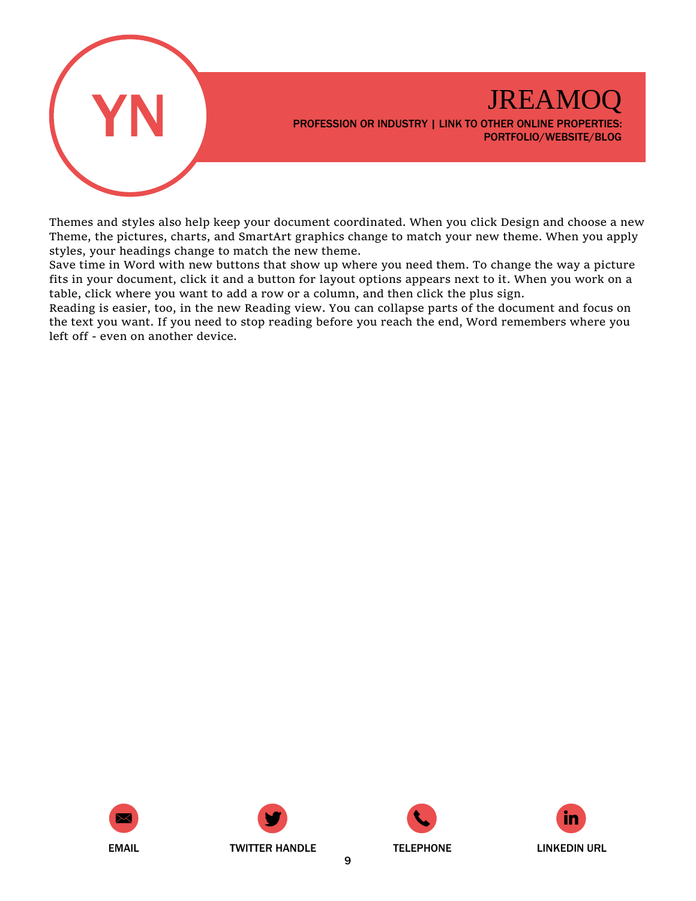YN

# JREAMOQ

PROFESSION OR INDUSTRY | LINK TO OTHER ONLINE PROPERTIES: PORTFOLIO/WEBSITE/BLOG

Themes and styles also help keep your document coordinated. When you click Design and choose a new Theme, the pictures, charts, and SmartArt graphics change to match your new theme. When you apply styles, your headings change to match the new theme.

Save time in Word with new buttons that show up where you need them. To change the way a picture fits in your document, click it and a button for layout options appears next to it. When you work on a table, click where you want to add a row or a column, and then click the plus sign.

Reading is easier, too, in the new Reading view. You can collapse parts of the document and focus on the text you want. If you need to stop reading before you reach the end, Word remembers where you left off - even on another device.

EMAIL

TWITTER HANDLE

TELEPHONE

LINKEDIN URL